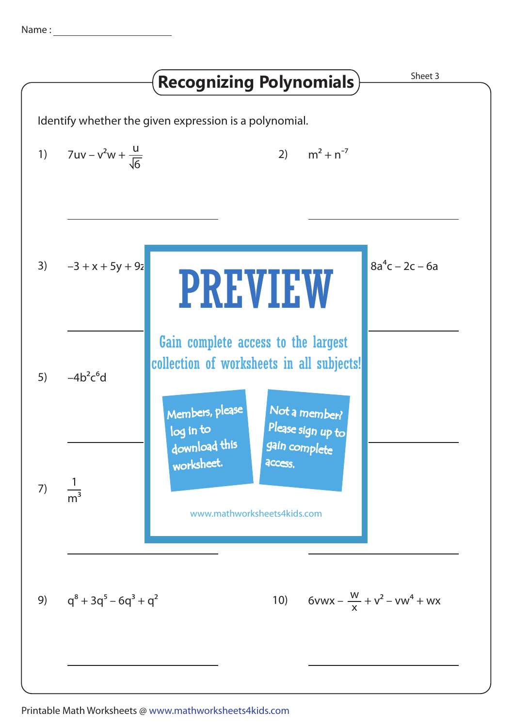Name : ____________________

# Recognizing Polynomials

Sheet 3

Identify whether the given expression is a polynomial.

1) $7uv - v^2w + \frac{u}{\sqrt{6}}$

____________________

2) $m^2 + n^{-7}$

____________________

3) $-3 + x + 5y + 9z$

____________________

4) $8a^4c - 2c - 6a$

____________________

5) $-4b^2c^6d$

____________________

6) ____________________

7) $\frac{1}{m^3}$

____________________

8) ____________________

PREVIEW

Gain complete access to the largest collection of worksheets in all subjects!

Members, please log in to download this worksheet.

Not a member? Please sign up to gain complete access.

www.mathworksheets4kids.com

9) $q^8 + 3q^5 - 6q^3 + q^2$

____________________

10) $6vwx - \frac{w}{x} + v^2 - vw^4 + wx$

____________________

Printable Math Worksheets @ www.mathworksheets4kids.com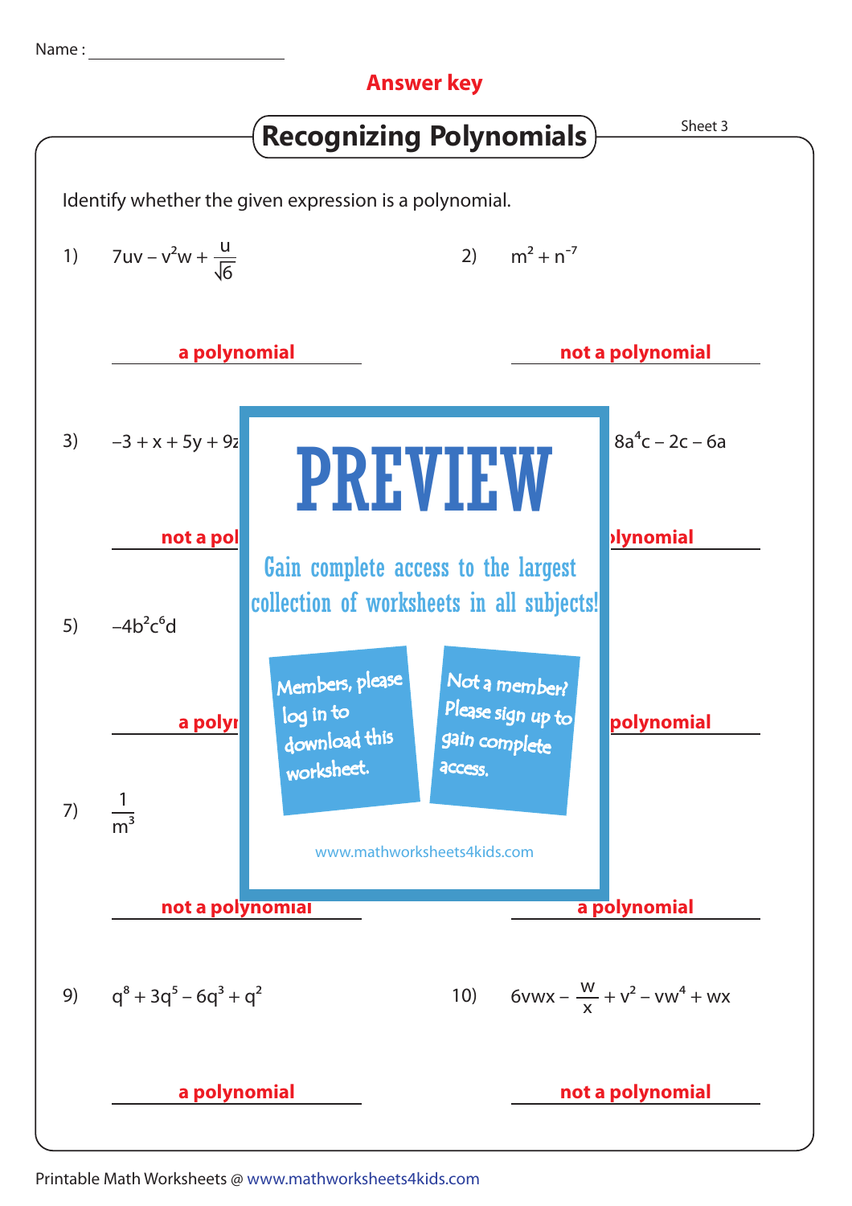Name : ____________________

**Answer key**

# Recognizing Polynomials

Sheet 3

Identify whether the given expression is a polynomial.

1) $7uv - v^2w + \frac{u}{\sqrt{6}}$

**a polynomial**

2) $m^2 + n^{-7}$

**not a polynomial**

3) $-3 + x + 5y + 9z$

**not a pol**

4) $8a^4c - 2c - 6a$

**lynomial**

PREVIEW

Gain complete access to the largest collection of worksheets in all subjects!

Members, please log in to download this worksheet.

Not a member? Please sign up to gain complete access.

www.mathworksheets4kids.com

5) $-4b^2c^6d$

**a polyn**

6)

**polynomial**

7) $\frac{1}{m^3}$

**not a polynomial**

8)

**a polynomial**

9) $q^8 + 3q^5 - 6q^3 + q^2$

**a polynomial**

10) $6vwx - \frac{w}{x} + v^2 - vw^4 + wx$

**not a polynomial**

Printable Math Worksheets @ www.mathworksheets4kids.com